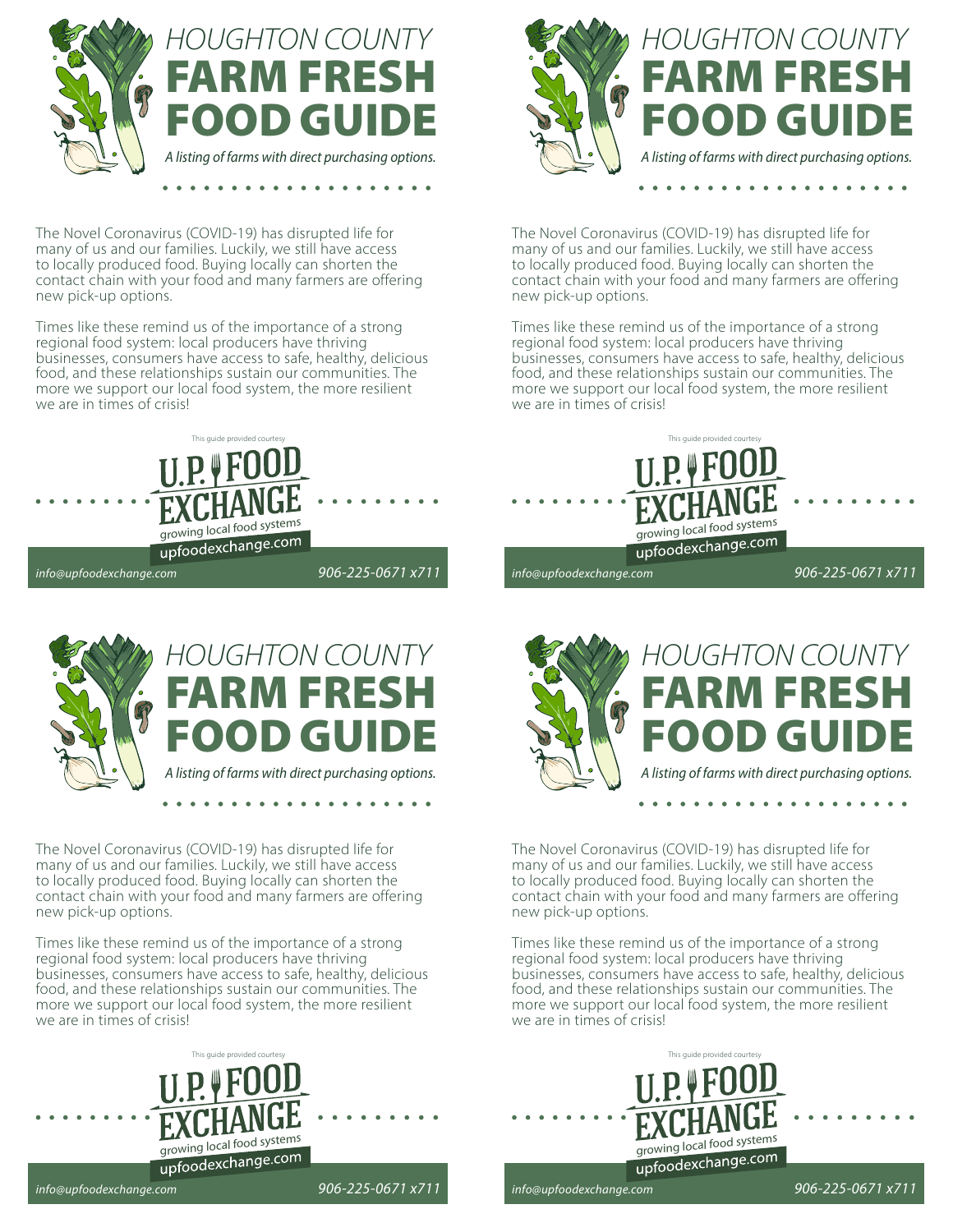# HOUGHTON COUNTY FARM FRESH FOOD GUIDE

*A listing of farms with direct purchasing options.*

The Novel Coronavirus (COVID-19) has disrupted life for many of us and our families. Luckily, we still have access to locally produced food. Buying locally can shorten the contact chain with your food and many farmers are offering new pick-up options.

Times like these remind us of the importance of a strong regional food system: local producers have thriving businesses, consumers have access to safe, healthy, delicious food, and these relationships sustain our communities. The more we support our local food system, the more resilient we are in times of crisis!

This guide provided courtesy

**U.P. FOOD EXCHANGE**
growing local food systems
upfoodexchange.com

*info@upfoodexchange.com* *906-225-0671 x711*

# HOUGHTON COUNTY FARM FRESH FOOD GUIDE

*A listing of farms with direct purchasing options.*

The Novel Coronavirus (COVID-19) has disrupted life for many of us and our families. Luckily, we still have access to locally produced food. Buying locally can shorten the contact chain with your food and many farmers are offering new pick-up options.

Times like these remind us of the importance of a strong regional food system: local producers have thriving businesses, consumers have access to safe, healthy, delicious food, and these relationships sustain our communities. The more we support our local food system, the more resilient we are in times of crisis!

This guide provided courtesy

**U.P. FOOD EXCHANGE**
growing local food systems
upfoodexchange.com

*info@upfoodexchange.com* *906-225-0671 x711*

# HOUGHTON COUNTY FARM FRESH FOOD GUIDE

*A listing of farms with direct purchasing options.*

The Novel Coronavirus (COVID-19) has disrupted life for many of us and our families. Luckily, we still have access to locally produced food. Buying locally can shorten the contact chain with your food and many farmers are offering new pick-up options.

Times like these remind us of the importance of a strong regional food system: local producers have thriving businesses, consumers have access to safe, healthy, delicious food, and these relationships sustain our communities. The more we support our local food system, the more resilient we are in times of crisis!

This guide provided courtesy

**U.P. FOOD EXCHANGE**
growing local food systems
upfoodexchange.com

*info@upfoodexchange.com* *906-225-0671 x711*

# HOUGHTON COUNTY FARM FRESH FOOD GUIDE

*A listing of farms with direct purchasing options.*

The Novel Coronavirus (COVID-19) has disrupted life for many of us and our families. Luckily, we still have access to locally produced food. Buying locally can shorten the contact chain with your food and many farmers are offering new pick-up options.

Times like these remind us of the importance of a strong regional food system: local producers have thriving businesses, consumers have access to safe, healthy, delicious food, and these relationships sustain our communities. The more we support our local food system, the more resilient we are in times of crisis!

This guide provided courtesy

**U.P. FOOD EXCHANGE**
growing local food systems
upfoodexchange.com

*info@upfoodexchange.com* *906-225-0671 x711*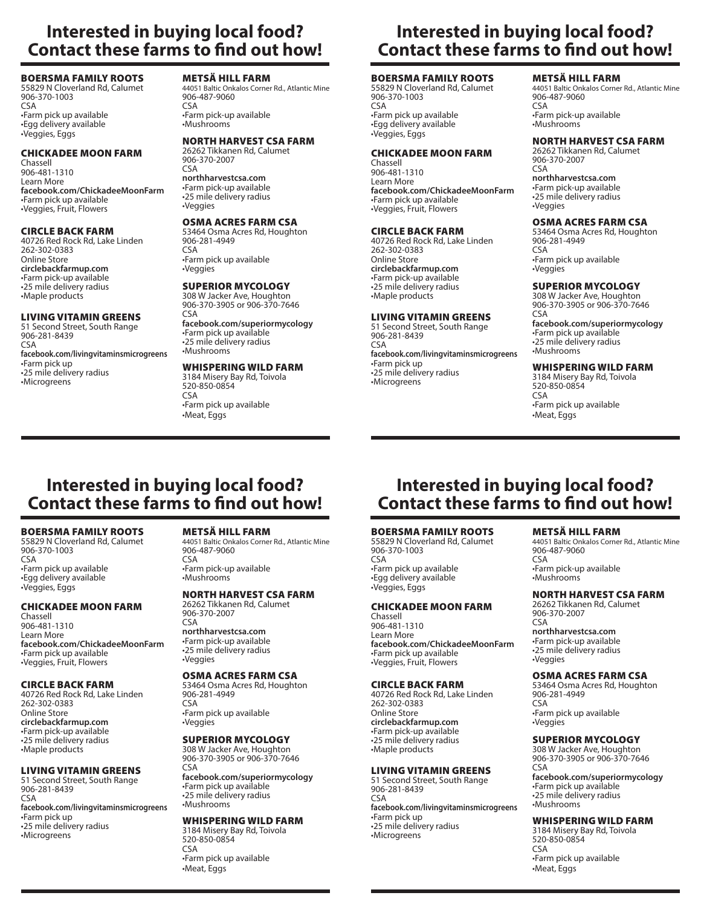# Interested in buying local food? Contact these farms to find out how!

### BOERSMA FAMILY ROOTS
55829 N Cloverland Rd, Calumet
906-370-1003
CSA
•Farm pick up available
•Egg delivery available
•Veggies, Eggs

### CHICKADEE MOON FARM
Chassell
906-481-1310
Learn More
**facebook.com/ChickadeeMoonFarm**
•Farm pick up available
•Veggies, Fruit, Flowers

### CIRCLE BACK FARM
40726 Red Rock Rd, Lake Linden
262-302-0383
Online Store
**circlebackfarmup.com**
•Farm pick-up available
•25 mile delivery radius
•Maple products

### LIVING VITAMIN GREENS
51 Second Street, South Range
906-281-8439
CSA
**facebook.com/livingvitaminsmicrogreens**
•Farm pick up
•25 mile delivery radius
•Microgreens

### METSÄ HILL FARM
44051 Baltic Onkalos Corner Rd., Atlantic Mine
906-487-9060
CSA
•Farm pick-up available
•Mushrooms

### NORTH HARVEST CSA FARM
26262 Tikkanen Rd, Calumet
906-370-2007
CSA
**northharvestcsa.com**
•Farm pick-up available
•25 mile delivery radius
•Veggies

### OSMA ACRES FARM CSA
53464 Osma Acres Rd, Houghton
906-281-4949
CSA
•Farm pick up available
•Veggies

### SUPERIOR MYCOLOGY
308 W Jacker Ave, Houghton
906-370-3905 or 906-370-7646
CSA
**facebook.com/superiormycology**
•Farm pick up available
•25 mile delivery radius
•Mushrooms

### WHISPERING WILD FARM
3184 Misery Bay Rd, Toivola
520-850-0854
CSA
•Farm pick up available
•Meat, Eggs

# Interested in buying local food? Contact these farms to find out how!

### BOERSMA FAMILY ROOTS
55829 N Cloverland Rd, Calumet
906-370-1003
CSA
•Farm pick up available
•Egg delivery available
•Veggies, Eggs

### CHICKADEE MOON FARM
Chassell
906-481-1310
Learn More
**facebook.com/ChickadeeMoonFarm**
•Farm pick up available
•Veggies, Fruit, Flowers

### CIRCLE BACK FARM
40726 Red Rock Rd, Lake Linden
262-302-0383
Online Store
**circlebackfarmup.com**
•Farm pick-up available
•25 mile delivery radius
•Maple products

### LIVING VITAMIN GREENS
51 Second Street, South Range
906-281-8439
CSA
**facebook.com/livingvitaminsmicrogreens**
•Farm pick up
•25 mile delivery radius
•Microgreens

### METSÄ HILL FARM
44051 Baltic Onkalos Corner Rd., Atlantic Mine
906-487-9060
CSA
•Farm pick-up available
•Mushrooms

### NORTH HARVEST CSA FARM
26262 Tikkanen Rd, Calumet
906-370-2007
CSA
**northharvestcsa.com**
•Farm pick-up available
•25 mile delivery radius
•Veggies

### OSMA ACRES FARM CSA
53464 Osma Acres Rd, Houghton
906-281-4949
CSA
•Farm pick up available
•Veggies

### SUPERIOR MYCOLOGY
308 W Jacker Ave, Houghton
906-370-3905 or 906-370-7646
CSA
**facebook.com/superiormycology**
•Farm pick up available
•25 mile delivery radius
•Mushrooms

### WHISPERING WILD FARM
3184 Misery Bay Rd, Toivola
520-850-0854
CSA
•Farm pick up available
•Meat, Eggs

# Interested in buying local food? Contact these farms to find out how!

### BOERSMA FAMILY ROOTS
55829 N Cloverland Rd, Calumet
906-370-1003
CSA
•Farm pick up available
•Egg delivery available
•Veggies, Eggs

### CHICKADEE MOON FARM
Chassell
906-481-1310
Learn More
**facebook.com/ChickadeeMoonFarm**
•Farm pick up available
•Veggies, Fruit, Flowers

### CIRCLE BACK FARM
40726 Red Rock Rd, Lake Linden
262-302-0383
Online Store
**circlebackfarmup.com**
•Farm pick-up available
•25 mile delivery radius
•Maple products

### LIVING VITAMIN GREENS
51 Second Street, South Range
906-281-8439
CSA
**facebook.com/livingvitaminsmicrogreens**
•Farm pick up
•25 mile delivery radius
•Microgreens

### METSÄ HILL FARM
44051 Baltic Onkalos Corner Rd., Atlantic Mine
906-487-9060
CSA
•Farm pick-up available
•Mushrooms

### NORTH HARVEST CSA FARM
26262 Tikkanen Rd, Calumet
906-370-2007
CSA
**northharvestcsa.com**
•Farm pick-up available
•25 mile delivery radius
•Veggies

### OSMA ACRES FARM CSA
53464 Osma Acres Rd, Houghton
906-281-4949
CSA
•Farm pick up available
•Veggies

### SUPERIOR MYCOLOGY
308 W Jacker Ave, Houghton
906-370-3905 or 906-370-7646
CSA
**facebook.com/superiormycology**
•Farm pick up available
•25 mile delivery radius
•Mushrooms

### WHISPERING WILD FARM
3184 Misery Bay Rd, Toivola
520-850-0854
CSA
•Farm pick up available
•Meat, Eggs

# Interested in buying local food? Contact these farms to find out how!

### BOERSMA FAMILY ROOTS
55829 N Cloverland Rd, Calumet
906-370-1003
CSA
•Farm pick up available
•Egg delivery available
•Veggies, Eggs

### CHICKADEE MOON FARM
Chassell
906-481-1310
Learn More
**facebook.com/ChickadeeMoonFarm**
•Farm pick up available
•Veggies, Fruit, Flowers

### CIRCLE BACK FARM
40726 Red Rock Rd, Lake Linden
262-302-0383
Online Store
**circlebackfarmup.com**
•Farm pick-up available
•25 mile delivery radius
•Maple products

### LIVING VITAMIN GREENS
51 Second Street, South Range
906-281-8439
CSA
**facebook.com/livingvitaminsmicrogreens**
•Farm pick up
•25 mile delivery radius
•Microgreens

### METSÄ HILL FARM
44051 Baltic Onkalos Corner Rd., Atlantic Mine
906-487-9060
CSA
•Farm pick-up available
•Mushrooms

### NORTH HARVEST CSA FARM
26262 Tikkanen Rd, Calumet
906-370-2007
CSA
**northharvestcsa.com**
•Farm pick-up available
•25 mile delivery radius
•Veggies

### OSMA ACRES FARM CSA
53464 Osma Acres Rd, Houghton
906-281-4949
CSA
•Farm pick up available
•Veggies

### SUPERIOR MYCOLOGY
308 W Jacker Ave, Houghton
906-370-3905 or 906-370-7646
CSA
**facebook.com/superiormycology**
•Farm pick up available
•25 mile delivery radius
•Mushrooms

### WHISPERING WILD FARM
3184 Misery Bay Rd, Toivola
520-850-0854
CSA
•Farm pick up available
•Meat, Eggs